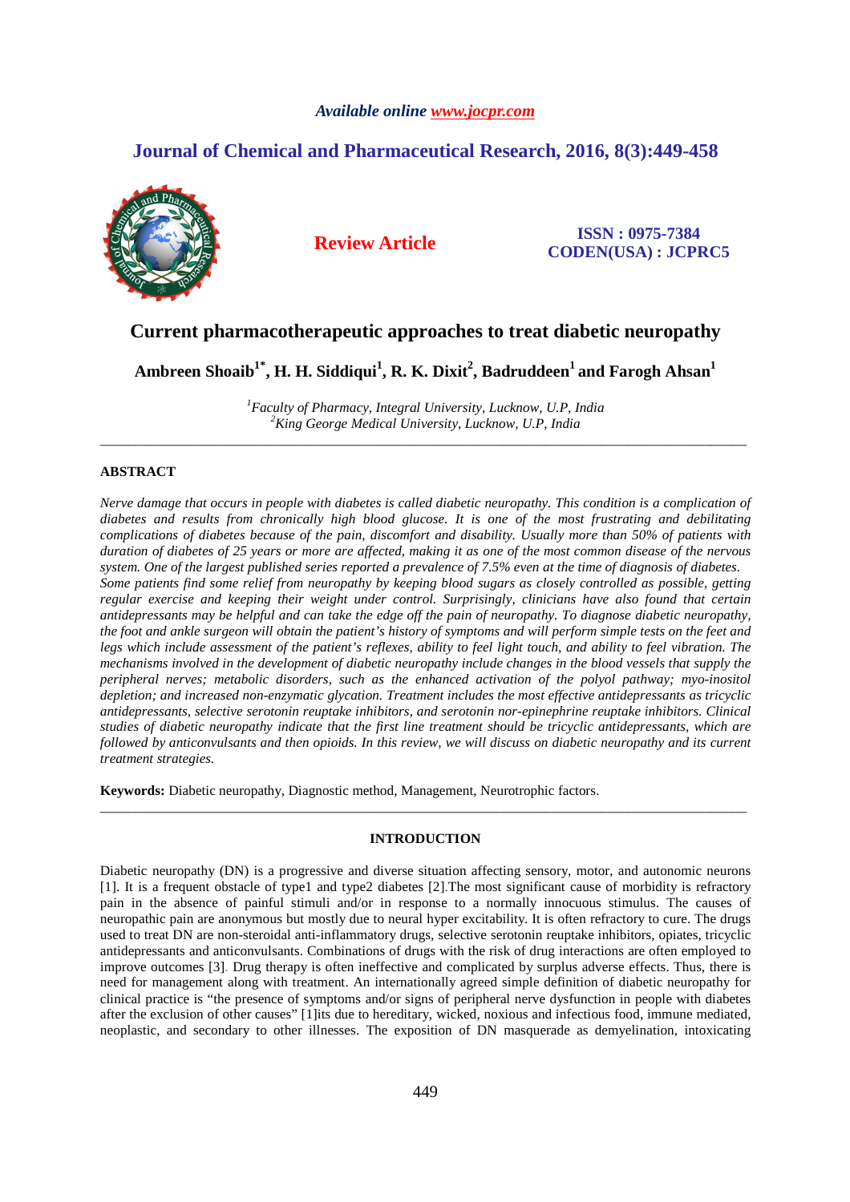*Available online www.jocpr.com*

## Journal of Chemical and Pharmaceutical Research, 2016, 8(3):449-458

**Review Article**

**ISSN : 0975-7384**
**CODEN(USA) : JCPRC5**

# Current pharmacotherapeutic approaches to treat diabetic neuropathy

**Ambreen Shoaib[1*], H. H. Siddiqui[1], R. K. Dixit[2], Badruddeen[1] and Farogh Ahsan[1]**

*[1]Faculty of Pharmacy, Integral University, Lucknow, U.P, India*
*[2]King George Medical University, Lucknow, U.P, India*

---

## ABSTRACT

*Nerve damage that occurs in people with diabetes is called diabetic neuropathy. This condition is a complication of diabetes and results from chronically high blood glucose. It is one of the most frustrating and debilitating complications of diabetes because of the pain, discomfort and disability. Usually more than 50% of patients with duration of diabetes of 25 years or more are affected, making it as one of the most common disease of the nervous system. One of the largest published series reported a prevalence of 7.5% even at the time of diagnosis of diabetes.*
*Some patients find some relief from neuropathy by keeping blood sugars as closely controlled as possible, getting regular exercise and keeping their weight under control. Surprisingly, clinicians have also found that certain antidepressants may be helpful and can take the edge off the pain of neuropathy. To diagnose diabetic neuropathy, the foot and ankle surgeon will obtain the patient's history of symptoms and will perform simple tests on the feet and legs which include assessment of the patient's reflexes, ability to feel light touch, and ability to feel vibration. The mechanisms involved in the development of diabetic neuropathy include changes in the blood vessels that supply the peripheral nerves; metabolic disorders, such as the enhanced activation of the polyol pathway; myo-inositol depletion; and increased non-enzymatic glycation. Treatment includes the most effective antidepressants as tricyclic antidepressants, selective serotonin reuptake inhibitors, and serotonin nor-epinephrine reuptake inhibitors. Clinical studies of diabetic neuropathy indicate that the first line treatment should be tricyclic antidepressants, which are followed by anticonvulsants and then opioids. In this review, we will discuss on diabetic neuropathy and its current treatment strategies.*

**Keywords:** Diabetic neuropathy, Diagnostic method, Management, Neurotrophic factors.

---

## INTRODUCTION

Diabetic neuropathy (DN) is a progressive and diverse situation affecting sensory, motor, and autonomic neurons [1]. It is a frequent obstacle of type1 and type2 diabetes [2].The most significant cause of morbidity is refractory pain in the absence of painful stimuli and/or in response to a normally innocuous stimulus. The causes of neuropathic pain are anonymous but mostly due to neural hyper excitability. It is often refractory to cure. The drugs used to treat DN are non-steroidal anti-inflammatory drugs, selective serotonin reuptake inhibitors, opiates, tricyclic antidepressants and anticonvulsants. Combinations of drugs with the risk of drug interactions are often employed to improve outcomes [3]. Drug therapy is often ineffective and complicated by surplus adverse effects. Thus, there is need for management along with treatment. An internationally agreed simple definition of diabetic neuropathy for clinical practice is "the presence of symptoms and/or signs of peripheral nerve dysfunction in people with diabetes after the exclusion of other causes" [1]its due to hereditary, wicked, noxious and infectious food, immune mediated, neoplastic, and secondary to other illnesses. The exposition of DN masquerade as demyelination, intoxicating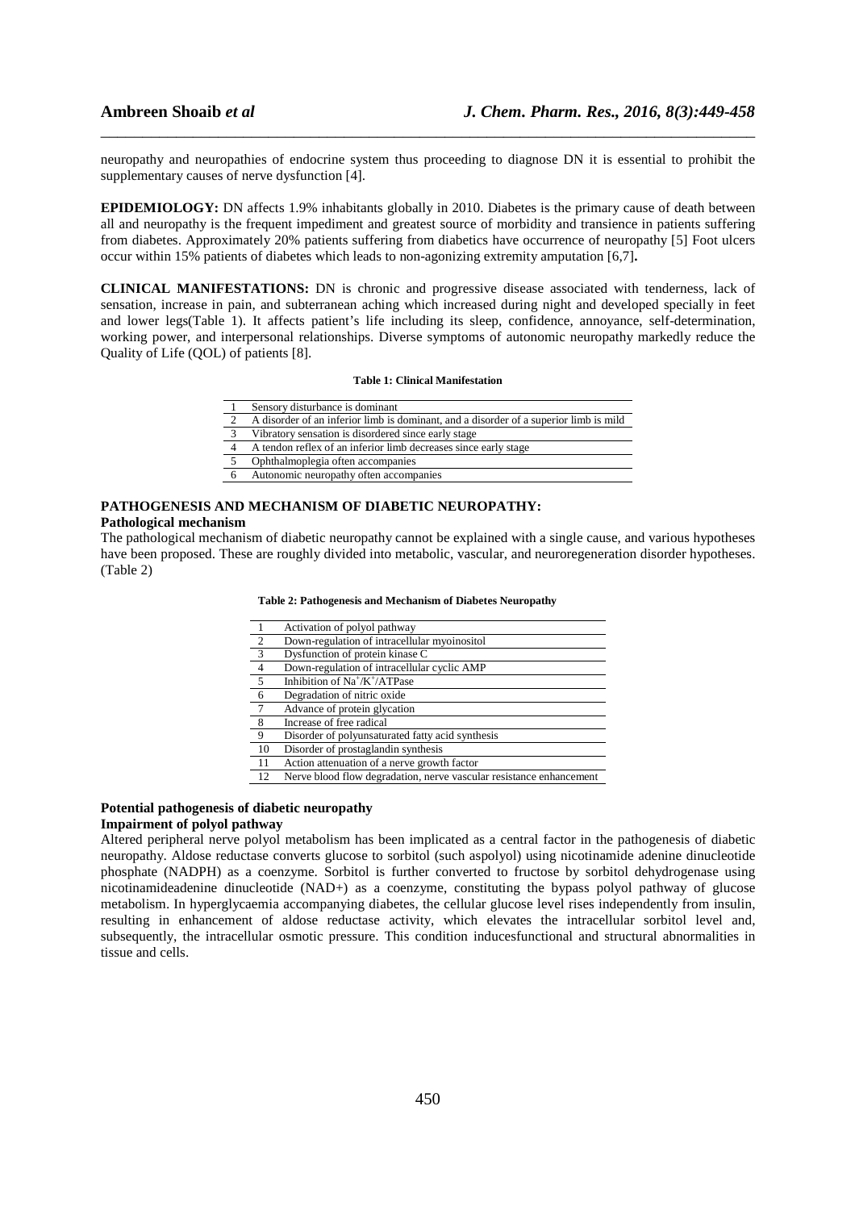neuropathy and neuropathies of endocrine system thus proceeding to diagnose DN it is essential to prohibit the supplementary causes of nerve dysfunction [4].

**EPIDEMIOLOGY:** DN affects 1.9% inhabitants globally in 2010. Diabetes is the primary cause of death between all and neuropathy is the frequent impediment and greatest source of morbidity and transience in patients suffering from diabetes. Approximately 20% patients suffering from diabetics have occurrence of neuropathy [5] Foot ulcers occur within 15% patients of diabetes which leads to non-agonizing extremity amputation [6,7]**.**

**CLINICAL MANIFESTATIONS:** DN is chronic and progressive disease associated with tenderness, lack of sensation, increase in pain, and subterranean aching which increased during night and developed specially in feet and lower legs(Table 1). It affects patient's life including its sleep, confidence, annoyance, self-determination, working power, and interpersonal relationships. Diverse symptoms of autonomic neuropathy markedly reduce the Quality of Life (QOL) of patients [8].

**Table 1: Clinical Manifestation**

| | |
|---|---|
| 1 | Sensory disturbance is dominant |
| 2 | A disorder of an inferior limb is dominant, and a disorder of a superior limb is mild |
| 3 | Vibratory sensation is disordered since early stage |
| 4 | A tendon reflex of an inferior limb decreases since early stage |
| 5 | Ophthalmoplegia often accompanies |
| 6 | Autonomic neuropathy often accompanies |

## PATHOGENESIS AND MECHANISM OF DIABETIC NEUROPATHY:

### Pathological mechanism

The pathological mechanism of diabetic neuropathy cannot be explained with a single cause, and various hypotheses have been proposed. These are roughly divided into metabolic, vascular, and neuroregeneration disorder hypotheses. (Table 2)

**Table 2: Pathogenesis and Mechanism of Diabetes Neuropathy**

| | |
|---|---|
| 1 | Activation of polyol pathway |
| 2 | Down-regulation of intracellular myoinositol |
| 3 | Dysfunction of protein kinase C |
| 4 | Down-regulation of intracellular cyclic AMP |
| 5 | Inhibition of $Na^{+}/K^{+}$/ATPase |
| 6 | Degradation of nitric oxide |
| 7 | Advance of protein glycation |
| 8 | Increase of free radical |
| 9 | Disorder of polyunsaturated fatty acid synthesis |
| 10 | Disorder of prostaglandin synthesis |
| 11 | Action attenuation of a nerve growth factor |
| 12 | Nerve blood flow degradation, nerve vascular resistance enhancement |

### Potential pathogenesis of diabetic neuropathy

#### Impairment of polyol pathway

Altered peripheral nerve polyol metabolism has been implicated as a central factor in the pathogenesis of diabetic neuropathy. Aldose reductase converts glucose to sorbitol (such aspolyol) using nicotinamide adenine dinucleotide phosphate (NADPH) as a coenzyme. Sorbitol is further converted to fructose by sorbitol dehydrogenase using nicotinamideadenine dinucleotide (NAD+) as a coenzyme, constituting the bypass polyol pathway of glucose metabolism. In hyperglycaemia accompanying diabetes, the cellular glucose level rises independently from insulin, resulting in enhancement of aldose reductase activity, which elevates the intracellular sorbitol level and, subsequently, the intracellular osmotic pressure. This condition inducesfunctional and structural abnormalities in tissue and cells.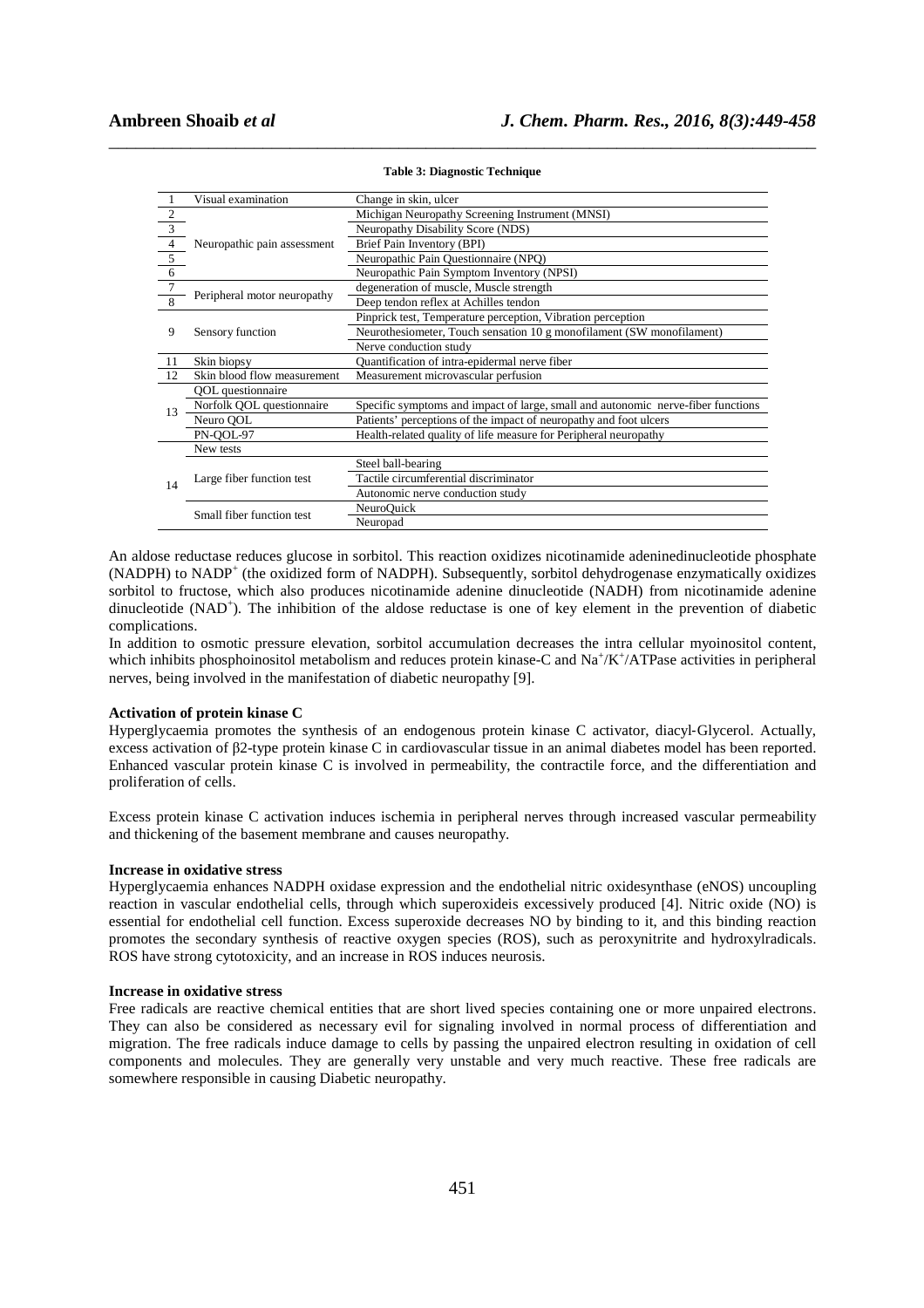**Table 3: Diagnostic Technique**

| | | |
|---|---|---|
| 1 | Visual examination | Change in skin, ulcer |
| 2 | Neuropathic pain assessment | Michigan Neuropathy Screening Instrument (MNSI) |
| 3 | | Neuropathy Disability Score (NDS) |
| 4 | | Brief Pain Inventory (BPI) |
| 5 | | Neuropathic Pain Questionnaire (NPQ) |
| 6 | | Neuropathic Pain Symptom Inventory (NPSI) |
| 7 | Peripheral motor neuropathy | degeneration of muscle, Muscle strength |
| 8 | | Deep tendon reflex at Achilles tendon |
| 9 | Sensory function | Pinprick test, Temperature perception, Vibration perception |
| | | Neurothesiometer, Touch sensation 10 g monofilament (SW monofilament) |
| | | Nerve conduction study |
| 11 | Skin biopsy | Quantification of intra-epidermal nerve fiber |
| 12 | Skin blood flow measurement | Measurement microvascular perfusion |
| 13 | QOL questionnaire | |
| | Norfolk QOL questionnaire | Specific symptoms and impact of large, small and autonomic nerve-fiber functions |
| | Neuro QOL | Patients' perceptions of the impact of neuropathy and foot ulcers |
| | PN-QOL-97 | Health-related quality of life measure for Peripheral neuropathy |
| 14 | New tests | |
| | Large fiber function test | Steel ball-bearing |
| | | Tactile circumferential discriminator |
| | | Autonomic nerve conduction study |
| | Small fiber function test | NeuroQuick |
| | | Neuropad |

An aldose reductase reduces glucose in sorbitol. This reaction oxidizes nicotinamide adeninedinucleotide phosphate (NADPH) to $NADP^+$ (the oxidized form of NADPH). Subsequently, sorbitol dehydrogenase enzymatically oxidizes sorbitol to fructose, which also produces nicotinamide adenine dinucleotide (NADH) from nicotinamide adenine dinucleotide ($NAD^+$). The inhibition of the aldose reductase is one of key element in the prevention of diabetic complications.

In addition to osmotic pressure elevation, sorbitol accumulation decreases the intra cellular myoinositol content, which inhibits phosphoinositol metabolism and reduces protein kinase-C and $Na^+/K^+$/ATPase activities in peripheral nerves, being involved in the manifestation of diabetic neuropathy [9].

**Activation of protein kinase C**

Hyperglycaemia promotes the synthesis of an endogenous protein kinase C activator, diacyl-Glycerol. Actually, excess activation of β2-type protein kinase C in cardiovascular tissue in an animal diabetes model has been reported. Enhanced vascular protein kinase C is involved in permeability, the contractile force, and the differentiation and proliferation of cells.

Excess protein kinase C activation induces ischemia in peripheral nerves through increased vascular permeability and thickening of the basement membrane and causes neuropathy.

**Increase in oxidative stress**

Hyperglycaemia enhances NADPH oxidase expression and the endothelial nitric oxidesynthase (eNOS) uncoupling reaction in vascular endothelial cells, through which superoxideis excessively produced [4]. Nitric oxide (NO) is essential for endothelial cell function. Excess superoxide decreases NO by binding to it, and this binding reaction promotes the secondary synthesis of reactive oxygen species (ROS), such as peroxynitrite and hydroxylradicals. ROS have strong cytotoxicity, and an increase in ROS induces neurosis.

**Increase in oxidative stress**

Free radicals are reactive chemical entities that are short lived species containing one or more unpaired electrons. They can also be considered as necessary evil for signaling involved in normal process of differentiation and migration. The free radicals induce damage to cells by passing the unpaired electron resulting in oxidation of cell components and molecules. They are generally very unstable and very much reactive. These free radicals are somewhere responsible in causing Diabetic neuropathy.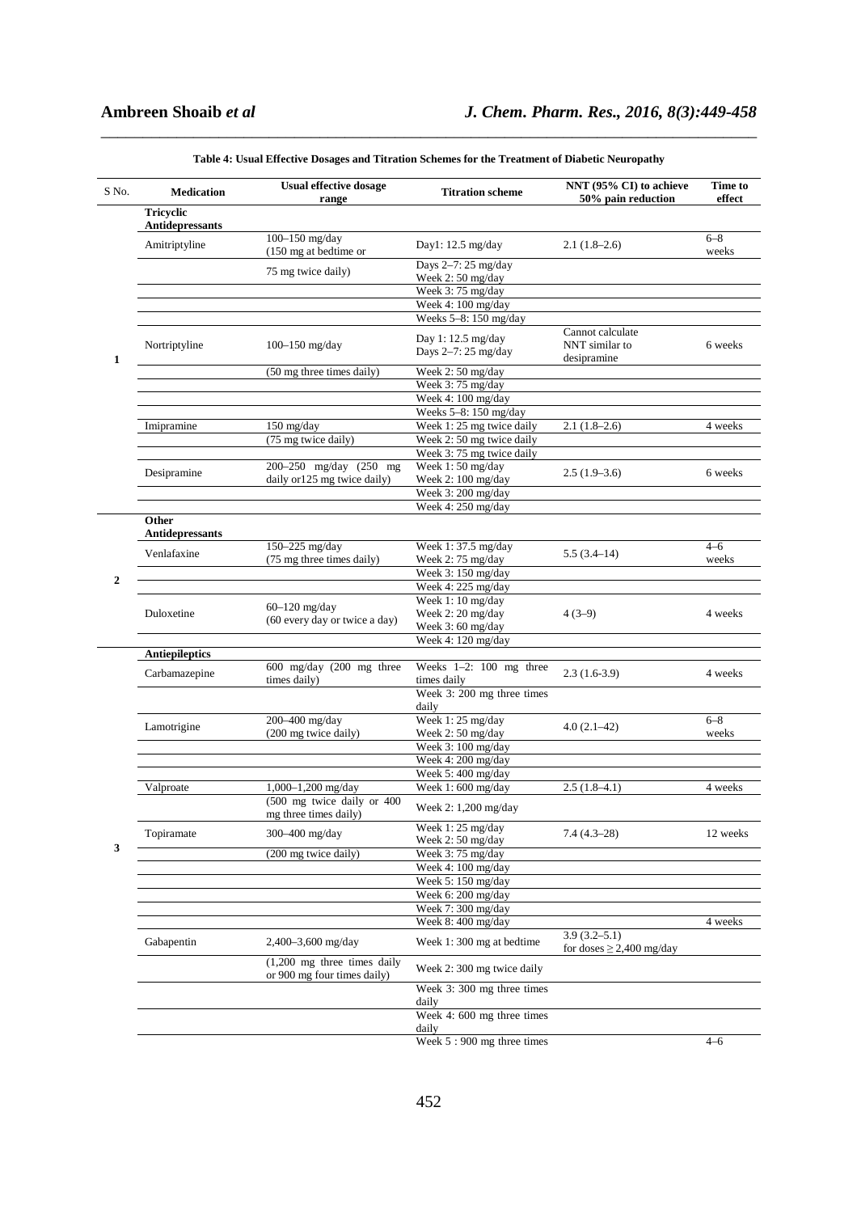**Table 4: Usual Effective Dosages and Titration Schemes for the Treatment of Diabetic Neuropathy**

| S No. | Medication | Usual effective dosage range | Titration scheme | NNT (95% CI) to achieve 50% pain reduction | Time to effect |
|---|---|---|---|---|---|
| 1 | **Tricyclic Antidepressants** | | | | |
| | Amitriptyline | 100–150 mg/day (150 mg at bedtime or | Day1: 12.5 mg/day | 2.1 (1.8–2.6) | 6–8 weeks |
| | | 75 mg twice daily) | Days 2–7: 25 mg/day<br>Week 2: 50 mg/day | | |
| | | | Week 3: 75 mg/day | | |
| | | | Week 4: 100 mg/day | | |
| | | | Weeks 5–8: 150 mg/day | | |
| | Nortriptyline | 100–150 mg/day | Day 1: 12.5 mg/day<br>Days 2–7: 25 mg/day | Cannot calculate NNT similar to desipramine | 6 weeks |
| | | (50 mg three times daily) | Week 2: 50 mg/day | | |
| | | | Week 3: 75 mg/day | | |
| | | | Week 4: 100 mg/day | | |
| | | | Weeks 5–8: 150 mg/day | | |
| | Imipramine | 150 mg/day | Week 1: 25 mg twice daily | 2.1 (1.8–2.6) | 4 weeks |
| | | (75 mg twice daily) | Week 2: 50 mg twice daily | | |
| | | | Week 3: 75 mg twice daily | | |
| | Desipramine | 200–250 mg/day (250 mg daily or125 mg twice daily) | Week 1: 50 mg/day<br>Week 2: 100 mg/day | 2.5 (1.9–3.6) | 6 weeks |
| | | | Week 3: 200 mg/day | | |
| | | | Week 4: 250 mg/day | | |
| 2 | **Other Antidepressants** | | | | |
| | Venlafaxine | 150–225 mg/day (75 mg three times daily) | Week 1: 37.5 mg/day<br>Week 2: 75 mg/day | 5.5 (3.4–14) | 4–6 weeks |
| | | | Week 3: 150 mg/day | | |
| | | | Week 4: 225 mg/day | | |
| | Duloxetine | 60–120 mg/day (60 every day or twice a day) | Week 1: 10 mg/day<br>Week 2: 20 mg/day<br>Week 3: 60 mg/day | 4 (3–9) | 4 weeks |
| | | | Week 4: 120 mg/day | | |
| 3 | **Antiepileptics** | | | | |
| | Carbamazepine | 600 mg/day (200 mg three times daily) | Weeks 1–2: 100 mg three times daily | 2.3 (1.6-3.9) | 4 weeks |
| | | | Week 3: 200 mg three times daily | | |
| | Lamotrigine | 200–400 mg/day (200 mg twice daily) | Week 1: 25 mg/day<br>Week 2: 50 mg/day | 4.0 (2.1–42) | 6–8 weeks |
| | | | Week 3: 100 mg/day | | |
| | | | Week 4: 200 mg/day | | |
| | | | Week 5: 400 mg/day | | |
| | Valproate | 1,000–1,200 mg/day | Week 1: 600 mg/day | 2.5 (1.8–4.1) | 4 weeks |
| | | (500 mg twice daily or 400 mg three times daily) | Week 2: 1,200 mg/day | | |
| | Topiramate | 300–400 mg/day | Week 1: 25 mg/day<br>Week 2: 50 mg/day | 7.4 (4.3–28) | 12 weeks |
| | | (200 mg twice daily) | Week 3: 75 mg/day | | |
| | | | Week 4: 100 mg/day | | |
| | | | Week 5: 150 mg/day | | |
| | | | Week 6: 200 mg/day | | |
| | | | Week 7: 300 mg/day | | |
| | | | Week 8: 400 mg/day | | 4 weeks |
| | Gabapentin | 2,400–3,600 mg/day | Week 1: 300 mg at bedtime | 3.9 (3.2–5.1) for doses ≥ 2,400 mg/day | |
| | | (1,200 mg three times daily or 900 mg four times daily) | Week 2: 300 mg twice daily | | |
| | | | Week 3: 300 mg three times daily | | |
| | | | Week 4: 600 mg three times daily | | |
| | | | Week 5 : 900 mg three times | | 4–6 |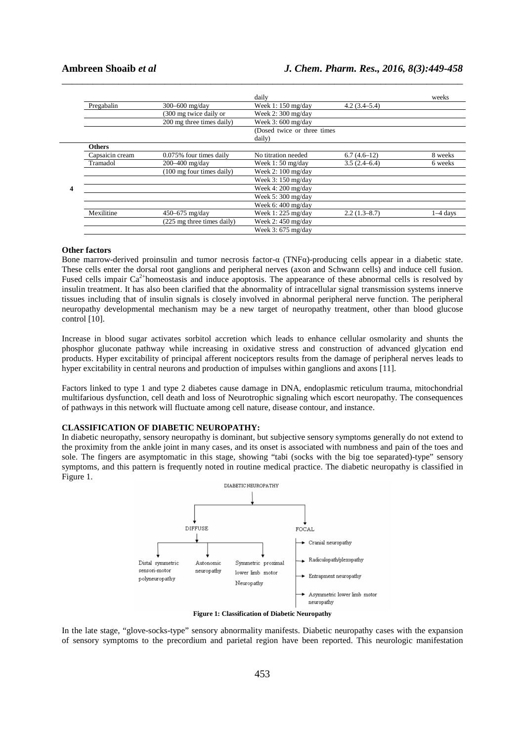| | | | daily | | weeks |
|---|---|---|---|---|---|
| | Pregabalin | 300–600 mg/day | Week 1: 150 mg/day | 4.2 (3.4–5.4) | |
| | | (300 mg twice daily or | Week 2: 300 mg/day | | |
| | | 200 mg three times daily) | Week 3: 600 mg/day | | |
| | | | (Dosed twice or three times daily) | | |
| | **Others** | | | | |
| | Capsaicin cream | 0.075% four times daily | No titration needed | 6.7 (4.6–12) | 8 weeks |
| | Tramadol | 200–400 mg/day | Week 1: 50 mg/day | 3.5 (2.4–6.4) | 6 weeks |
| | | (100 mg four times daily) | Week 2: 100 mg/day | | |
| | | | Week 3: 150 mg/day | | |
| 4 | | | Week 4: 200 mg/day | | |
| | | | Week 5: 300 mg/day | | |
| | | | Week 6: 400 mg/day | | |
| | Mexilitine | 450–675 mg/day | Week 1: 225 mg/day | 2.2 (1.3–8.7) | 1–4 days |
| | | (225 mg three times daily) | Week 2: 450 mg/day | | |
| | | | Week 3: 675 mg/day | | |

**Other factors**

Bone marrow-derived proinsulin and tumor necrosis factor-α (TNFα)-producing cells appear in a diabetic state. These cells enter the dorsal root ganglions and peripheral nerves (axon and Schwann cells) and induce cell fusion. Fused cells impair $Ca^{2+}$homeostasis and induce apoptosis. The appearance of these abnormal cells is resolved by insulin treatment. It has also been clarified that the abnormality of intracellular signal transmission systems innerve tissues including that of insulin signals is closely involved in abnormal peripheral nerve function. The peripheral neuropathy developmental mechanism may be a new target of neuropathy treatment, other than blood glucose control [10].

Increase in blood sugar activates sorbitol accretion which leads to enhance cellular osmolarity and shunts the phosphor gluconate pathway while increasing in oxidative stress and construction of advanced glycation end products. Hyper excitability of principal afferent nociceptors results from the damage of peripheral nerves leads to hyper excitability in central neurons and production of impulses within ganglions and axons [11].

Factors linked to type 1 and type 2 diabetes cause damage in DNA, endoplasmic reticulum trauma, mitochondrial multifarious dysfunction, cell death and loss of Neurotrophic signaling which escort neuropathy. The consequences of pathways in this network will fluctuate among cell nature, disease contour, and instance.

**CLASSIFICATION OF DIABETIC NEUROPATHY:**

In diabetic neuropathy, sensory neuropathy is dominant, but subjective sensory symptoms generally do not extend to the proximity from the ankle joint in many cases, and its onset is associated with numbness and pain of the toes and sole. The fingers are asymptomatic in this stage, showing "tabi (socks with the big toe separated)-type" sensory symptoms, and this pattern is frequently noted in routine medical practice. The diabetic neuropathy is classified in Figure 1.

DIABETIC NEUROPATHY

- DIFFUSE
  - Distal symmetric sensori-motor polyneuropathy
  - Autonomic neuropathy
  - Symmetric proximal lower limb motor Neuropathy
- FOCAL
  - Cranial neuropathy
  - Radiculopath/plexopathy
  - Entrapment neuropathy
  - Asymmetric lower limb motor neuropathy

**Figure 1: Classification of Diabetic Neuropathy**

In the late stage, "glove-socks-type" sensory abnormality manifests. Diabetic neuropathy cases with the expansion of sensory symptoms to the precordium and parietal region have been reported. This neurologic manifestation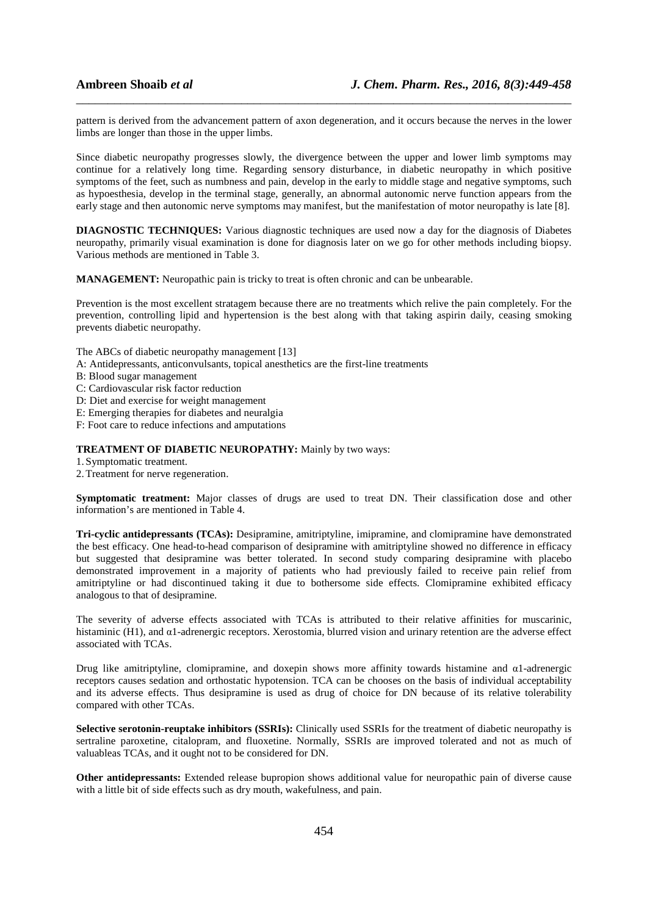pattern is derived from the advancement pattern of axon degeneration, and it occurs because the nerves in the lower limbs are longer than those in the upper limbs.

Since diabetic neuropathy progresses slowly, the divergence between the upper and lower limb symptoms may continue for a relatively long time. Regarding sensory disturbance, in diabetic neuropathy in which positive symptoms of the feet, such as numbness and pain, develop in the early to middle stage and negative symptoms, such as hypoesthesia, develop in the terminal stage, generally, an abnormal autonomic nerve function appears from the early stage and then autonomic nerve symptoms may manifest, but the manifestation of motor neuropathy is late [8].

**DIAGNOSTIC TECHNIQUES:** Various diagnostic techniques are used now a day for the diagnosis of Diabetes neuropathy, primarily visual examination is done for diagnosis later on we go for other methods including biopsy. Various methods are mentioned in Table 3.

**MANAGEMENT:** Neuropathic pain is tricky to treat is often chronic and can be unbearable.

Prevention is the most excellent stratagem because there are no treatments which relive the pain completely. For the prevention, controlling lipid and hypertension is the best along with that taking aspirin daily, ceasing smoking prevents diabetic neuropathy.

The ABCs of diabetic neuropathy management [13]

A: Antidepressants, anticonvulsants, topical anesthetics are the first-line treatments
B: Blood sugar management
C: Cardiovascular risk factor reduction
D: Diet and exercise for weight management
E: Emerging therapies for diabetes and neuralgia
F: Foot care to reduce infections and amputations

**TREATMENT OF DIABETIC NEUROPATHY:** Mainly by two ways:

1. Symptomatic treatment.
2. Treatment for nerve regeneration.

**Symptomatic treatment:** Major classes of drugs are used to treat DN. Their classification dose and other information's are mentioned in Table 4.

**Tri-cyclic antidepressants (TCAs):** Desipramine, amitriptyline, imipramine, and clomipramine have demonstrated the best efficacy. One head-to-head comparison of desipramine with amitriptyline showed no difference in efficacy but suggested that desipramine was better tolerated. In second study comparing desipramine with placebo demonstrated improvement in a majority of patients who had previously failed to receive pain relief from amitriptyline or had discontinued taking it due to bothersome side effects. Clomipramine exhibited efficacy analogous to that of desipramine.

The severity of adverse effects associated with TCAs is attributed to their relative affinities for muscarinic, histaminic (H1), and α1-adrenergic receptors. Xerostomia, blurred vision and urinary retention are the adverse effect associated with TCAs.

Drug like amitriptyline, clomipramine, and doxepin shows more affinity towards histamine and α1-adrenergic receptors causes sedation and orthostatic hypotension. TCA can be chooses on the basis of individual acceptability and its adverse effects. Thus desipramine is used as drug of choice for DN because of its relative tolerability compared with other TCAs.

**Selective serotonin-reuptake inhibitors (SSRIs):** Clinically used SSRIs for the treatment of diabetic neuropathy is sertraline paroxetine, citalopram, and fluoxetine. Normally, SSRIs are improved tolerated and not as much of valuableas TCAs, and it ought not to be considered for DN.

**Other antidepressants:** Extended release bupropion shows additional value for neuropathic pain of diverse cause with a little bit of side effects such as dry mouth, wakefulness, and pain.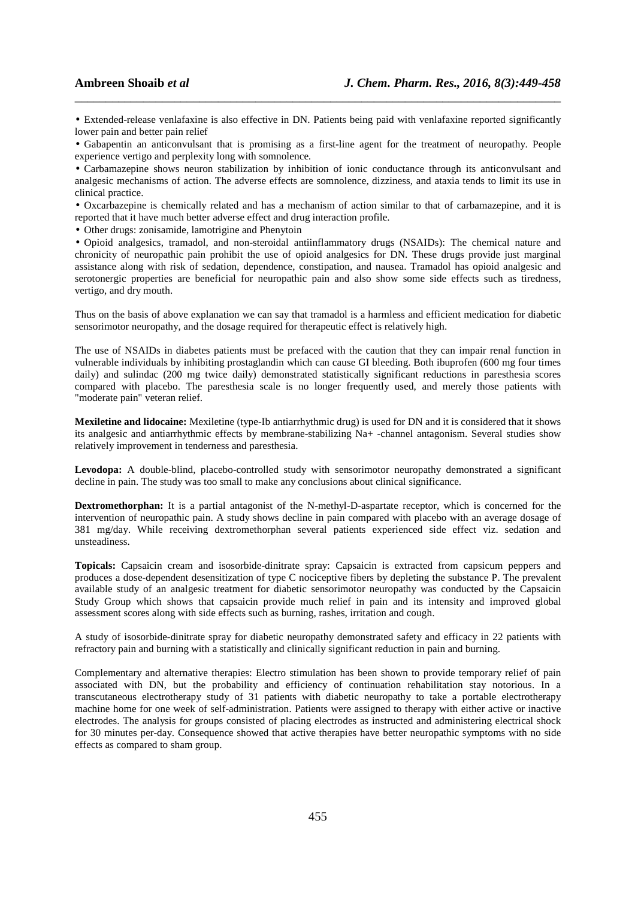- Extended-release venlafaxine is also effective in DN. Patients being paid with venlafaxine reported significantly lower pain and better pain relief
- Gabapentin an anticonvulsant that is promising as a first-line agent for the treatment of neuropathy. People experience vertigo and perplexity long with somnolence.
- Carbamazepine shows neuron stabilization by inhibition of ionic conductance through its anticonvulsant and analgesic mechanisms of action. The adverse effects are somnolence, dizziness, and ataxia tends to limit its use in clinical practice.
- Oxcarbazepine is chemically related and has a mechanism of action similar to that of carbamazepine, and it is reported that it have much better adverse effect and drug interaction profile.
- Other drugs: zonisamide, lamotrigine and Phenytoin
- Opioid analgesics, tramadol, and non-steroidal antiinflammatory drugs (NSAIDs): The chemical nature and chronicity of neuropathic pain prohibit the use of opioid analgesics for DN. These drugs provide just marginal assistance along with risk of sedation, dependence, constipation, and nausea. Tramadol has opioid analgesic and serotonergic properties are beneficial for neuropathic pain and also show some side effects such as tiredness, vertigo, and dry mouth.

Thus on the basis of above explanation we can say that tramadol is a harmless and efficient medication for diabetic sensorimotor neuropathy, and the dosage required for therapeutic effect is relatively high.

The use of NSAIDs in diabetes patients must be prefaced with the caution that they can impair renal function in vulnerable individuals by inhibiting prostaglandin which can cause GI bleeding. Both ibuprofen (600 mg four times daily) and sulindac (200 mg twice daily) demonstrated statistically significant reductions in paresthesia scores compared with placebo. The paresthesia scale is no longer frequently used, and merely those patients with "moderate pain" veteran relief.

**Mexiletine and lidocaine:** Mexiletine (type-Ib antiarrhythmic drug) is used for DN and it is considered that it shows its analgesic and antiarrhythmic effects by membrane-stabilizing $Na^+$ -channel antagonism. Several studies show relatively improvement in tenderness and paresthesia.

**Levodopa:** A double-blind, placebo-controlled study with sensorimotor neuropathy demonstrated a significant decline in pain. The study was too small to make any conclusions about clinical significance.

**Dextromethorphan:** It is a partial antagonist of the N-methyl-D-aspartate receptor, which is concerned for the intervention of neuropathic pain. A study shows decline in pain compared with placebo with an average dosage of 381 mg/day. While receiving dextromethorphan several patients experienced side effect viz. sedation and unsteadiness.

**Topicals:** Capsaicin cream and isosorbide-dinitrate spray: Capsaicin is extracted from capsicum peppers and produces a dose-dependent desensitization of type C nociceptive fibers by depleting the substance P. The prevalent available study of an analgesic treatment for diabetic sensorimotor neuropathy was conducted by the Capsaicin Study Group which shows that capsaicin provide much relief in pain and its intensity and improved global assessment scores along with side effects such as burning, rashes, irritation and cough.

A study of isosorbide-dinitrate spray for diabetic neuropathy demonstrated safety and efficacy in 22 patients with refractory pain and burning with a statistically and clinically significant reduction in pain and burning.

Complementary and alternative therapies: Electro stimulation has been shown to provide temporary relief of pain associated with DN, but the probability and efficiency of continuation rehabilitation stay notorious. In a transcutaneous electrotherapy study of 31 patients with diabetic neuropathy to take a portable electrotherapy machine home for one week of self-administration. Patients were assigned to therapy with either active or inactive electrodes. The analysis for groups consisted of placing electrodes as instructed and administering electrical shock for 30 minutes per-day. Consequence showed that active therapies have better neuropathic symptoms with no side effects as compared to sham group.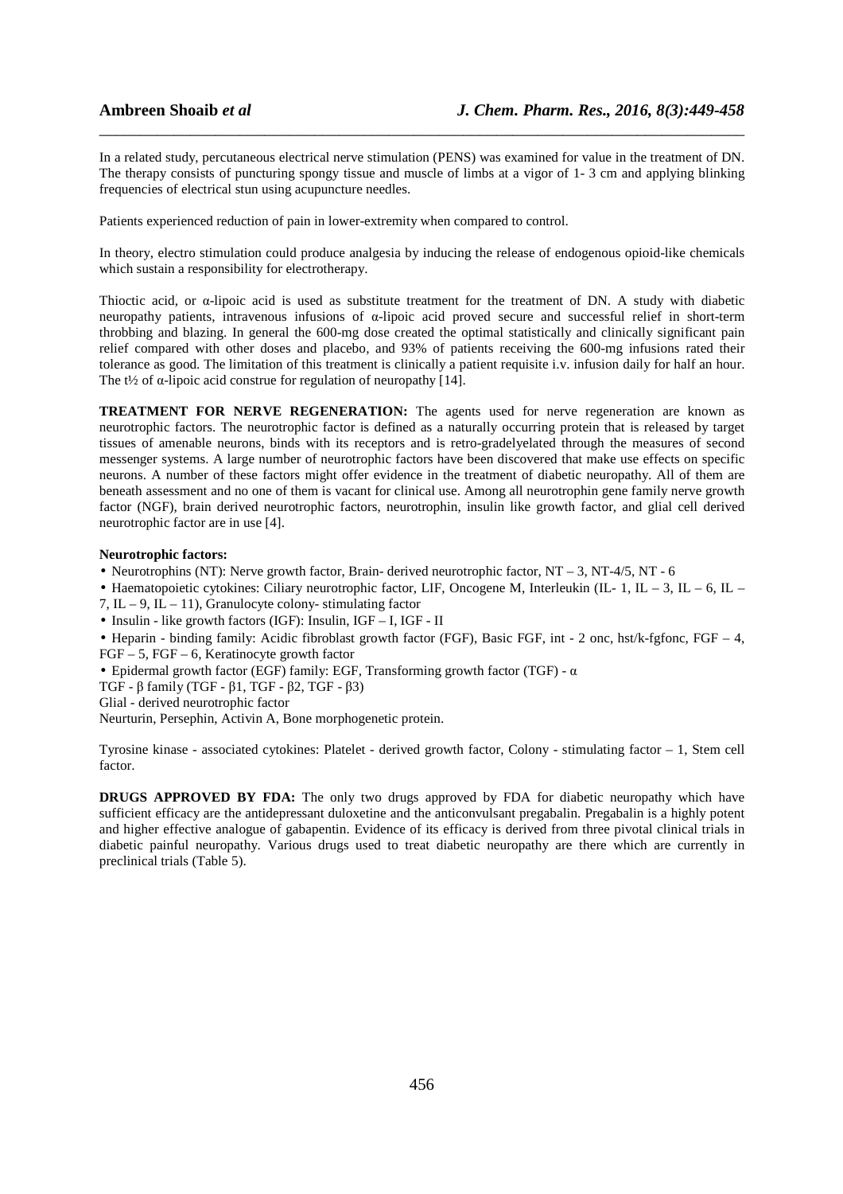In a related study, percutaneous electrical nerve stimulation (PENS) was examined for value in the treatment of DN. The therapy consists of puncturing spongy tissue and muscle of limbs at a vigor of 1- 3 cm and applying blinking frequencies of electrical stun using acupuncture needles.

Patients experienced reduction of pain in lower-extremity when compared to control.

In theory, electro stimulation could produce analgesia by inducing the release of endogenous opioid-like chemicals which sustain a responsibility for electrotherapy.

Thioctic acid, or α-lipoic acid is used as substitute treatment for the treatment of DN. A study with diabetic neuropathy patients, intravenous infusions of α-lipoic acid proved secure and successful relief in short-term throbbing and blazing. In general the 600-mg dose created the optimal statistically and clinically significant pain relief compared with other doses and placebo, and 93% of patients receiving the 600-mg infusions rated their tolerance as good. The limitation of this treatment is clinically a patient requisite i.v. infusion daily for half an hour. The t½ of α-lipoic acid construe for regulation of neuropathy [14].

**TREATMENT FOR NERVE REGENERATION:** The agents used for nerve regeneration are known as neurotrophic factors. The neurotrophic factor is defined as a naturally occurring protein that is released by target tissues of amenable neurons, binds with its receptors and is retro-gradelyelated through the measures of second messenger systems. A large number of neurotrophic factors have been discovered that make use effects on specific neurons. A number of these factors might offer evidence in the treatment of diabetic neuropathy. All of them are beneath assessment and no one of them is vacant for clinical use. Among all neurotrophin gene family nerve growth factor (NGF), brain derived neurotrophic factors, neurotrophin, insulin like growth factor, and glial cell derived neurotrophic factor are in use [4].

**Neurotrophic factors:**

- Neurotrophins (NT): Nerve growth factor, Brain- derived neurotrophic factor, NT – 3, NT-4/5, NT - 6
- Haematopoietic cytokines: Ciliary neurotrophic factor, LIF, Oncogene M, Interleukin (IL- 1, IL – 3, IL – 6, IL – 7, IL – 9, IL – 11), Granulocyte colony- stimulating factor
- Insulin - like growth factors (IGF): Insulin, IGF – I, IGF - II
- Heparin - binding family: Acidic fibroblast growth factor (FGF), Basic FGF, int - 2 onc, hst/k-fgfonc, FGF – 4, FGF – 5, FGF – 6, Keratinocyte growth factor
- Epidermal growth factor (EGF) family: EGF, Transforming growth factor (TGF) - α

TGF - β family (TGF - β1, TGF - β2, TGF - β3)

Glial - derived neurotrophic factor

Neurturin, Persephin, Activin A, Bone morphogenetic protein.

Tyrosine kinase - associated cytokines: Platelet - derived growth factor, Colony - stimulating factor – 1, Stem cell factor.

**DRUGS APPROVED BY FDA:** The only two drugs approved by FDA for diabetic neuropathy which have sufficient efficacy are the antidepressant duloxetine and the anticonvulsant pregabalin. Pregabalin is a highly potent and higher effective analogue of gabapentin. Evidence of its efficacy is derived from three pivotal clinical trials in diabetic painful neuropathy. Various drugs used to treat diabetic neuropathy are there which are currently in preclinical trials (Table 5).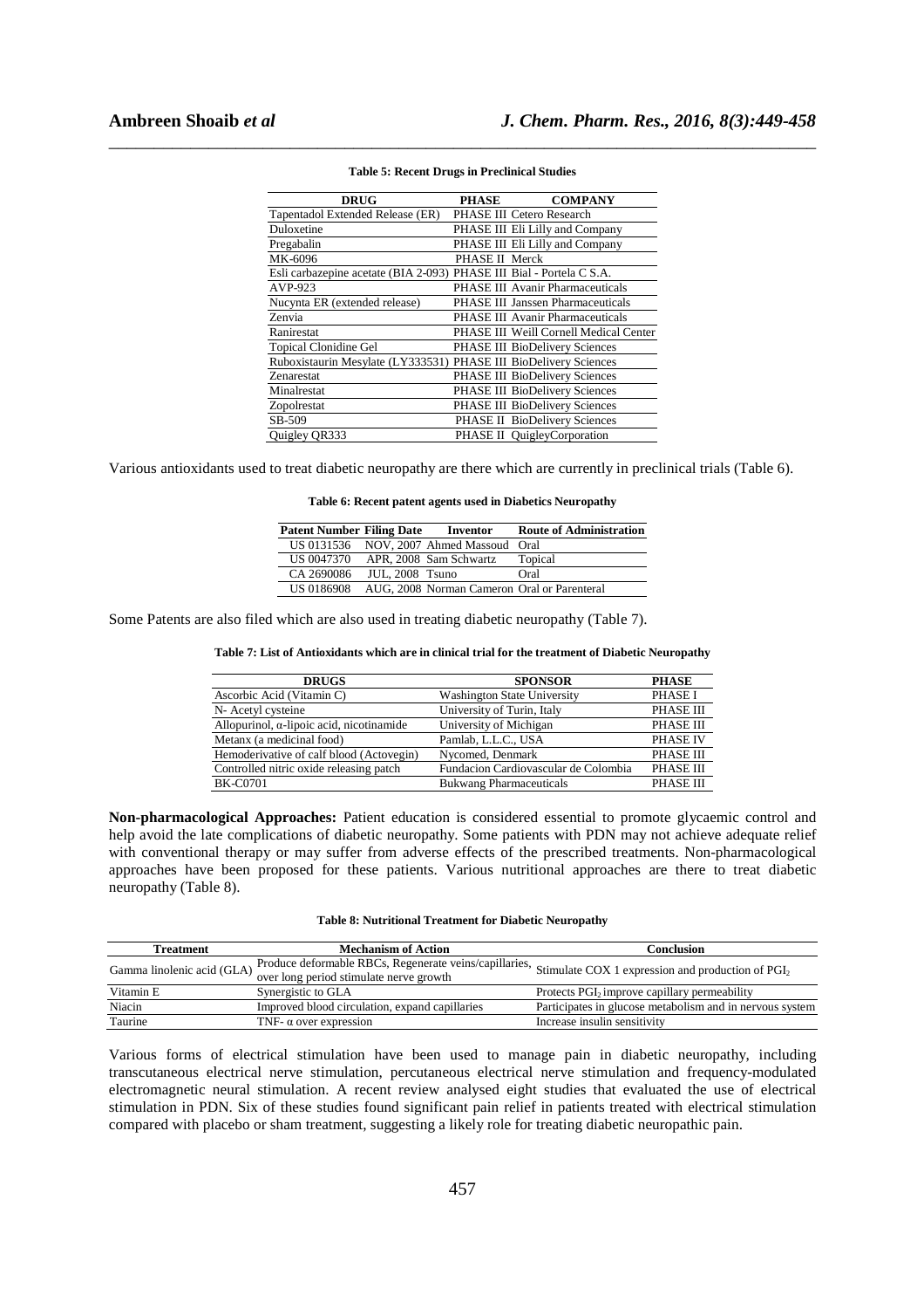**Table 5: Recent Drugs in Preclinical Studies**

| DRUG | PHASE | COMPANY |
|---|---|---|
| Tapentadol Extended Release (ER) | PHASE III | Cetero Research |
| Duloxetine | PHASE III | Eli Lilly and Company |
| Pregabalin | PHASE III | Eli Lilly and Company |
| MK-6096 | PHASE II | Merck |
| Esli carbazepine acetate (BIA 2-093) | PHASE III | Bial - Portela C S.A. |
| AVP-923 | PHASE III | Avanir Pharmaceuticals |
| Nucynta ER (extended release) | PHASE III | Janssen Pharmaceuticals |
| Zenvia | PHASE III | Avanir Pharmaceuticals |
| Ranirestat | PHASE III | Weill Cornell Medical Center |
| Topical Clonidine Gel | PHASE III | BioDelivery Sciences |
| Ruboxistaurin Mesylate (LY333531) | PHASE III | BioDelivery Sciences |
| Zenarestat | PHASE III | BioDelivery Sciences |
| Minalrestat | PHASE III | BioDelivery Sciences |
| Zopolrestat | PHASE III | BioDelivery Sciences |
| SB-509 | PHASE II | BioDelivery Sciences |
| Quigley QR333 | PHASE II | QuigleyCorporation |

Various antioxidants used to treat diabetic neuropathy are there which are currently in preclinical trials (Table 6).

**Table 6: Recent patent agents used in Diabetics Neuropathy**

| Patent Number | Filing Date | Inventor | Route of Administration |
|---|---|---|---|
| US 0131536 | NOV, 2007 | Ahmed Massoud | Oral |
| US 0047370 | APR, 2008 | Sam Schwartz | Topical |
| CA 2690086 | JUL, 2008 | Tsuno | Oral |
| US 0186908 | AUG, 2008 | Norman Cameron | Oral or Parenteral |

Some Patents are also filed which are also used in treating diabetic neuropathy (Table 7).

**Table 7: List of Antioxidants which are in clinical trial for the treatment of Diabetic Neuropathy**

| DRUGS | SPONSOR | PHASE |
|---|---|---|
| Ascorbic Acid (Vitamin C) | Washington State University | PHASE I |
| N- Acetyl cysteine | University of Turin, Italy | PHASE III |
| Allopurinol, α-lipoic acid, nicotinamide | University of Michigan | PHASE III |
| Metanx (a medicinal food) | Pamlab, L.L.C., USA | PHASE IV |
| Hemoderivative of calf blood (Actovegin) | Nycomed, Denmark | PHASE III |
| Controlled nitric oxide releasing patch | Fundacion Cardiovascular de Colombia | PHASE III |
| BK-C0701 | Bukwang Pharmaceuticals | PHASE III |

**Non-pharmacological Approaches:** Patient education is considered essential to promote glycaemic control and help avoid the late complications of diabetic neuropathy. Some patients with PDN may not achieve adequate relief with conventional therapy or may suffer from adverse effects of the prescribed treatments. Non-pharmacological approaches have been proposed for these patients. Various nutritional approaches are there to treat diabetic neuropathy (Table 8).

**Table 8: Nutritional Treatment for Diabetic Neuropathy**

| Treatment | Mechanism of Action | Conclusion |
|---|---|---|
| Gamma linolenic acid (GLA) | Produce deformable RBCs, Regenerate veins/capillaries, over long period stimulate nerve growth | Stimulate COX 1 expression and production of $PGI_2$ |
| Vitamin E | Synergistic to GLA | Protects $PGI_2$ improve capillary permeability |
| Niacin | Improved blood circulation, expand capillaries | Participates in glucose metabolism and in nervous system |
| Taurine | TNF- α over expression | Increase insulin sensitivity |

Various forms of electrical stimulation have been used to manage pain in diabetic neuropathy, including transcutaneous electrical nerve stimulation, percutaneous electrical nerve stimulation and frequency-modulated electromagnetic neural stimulation. A recent review analysed eight studies that evaluated the use of electrical stimulation in PDN. Six of these studies found significant pain relief in patients treated with electrical stimulation compared with placebo or sham treatment, suggesting a likely role for treating diabetic neuropathic pain.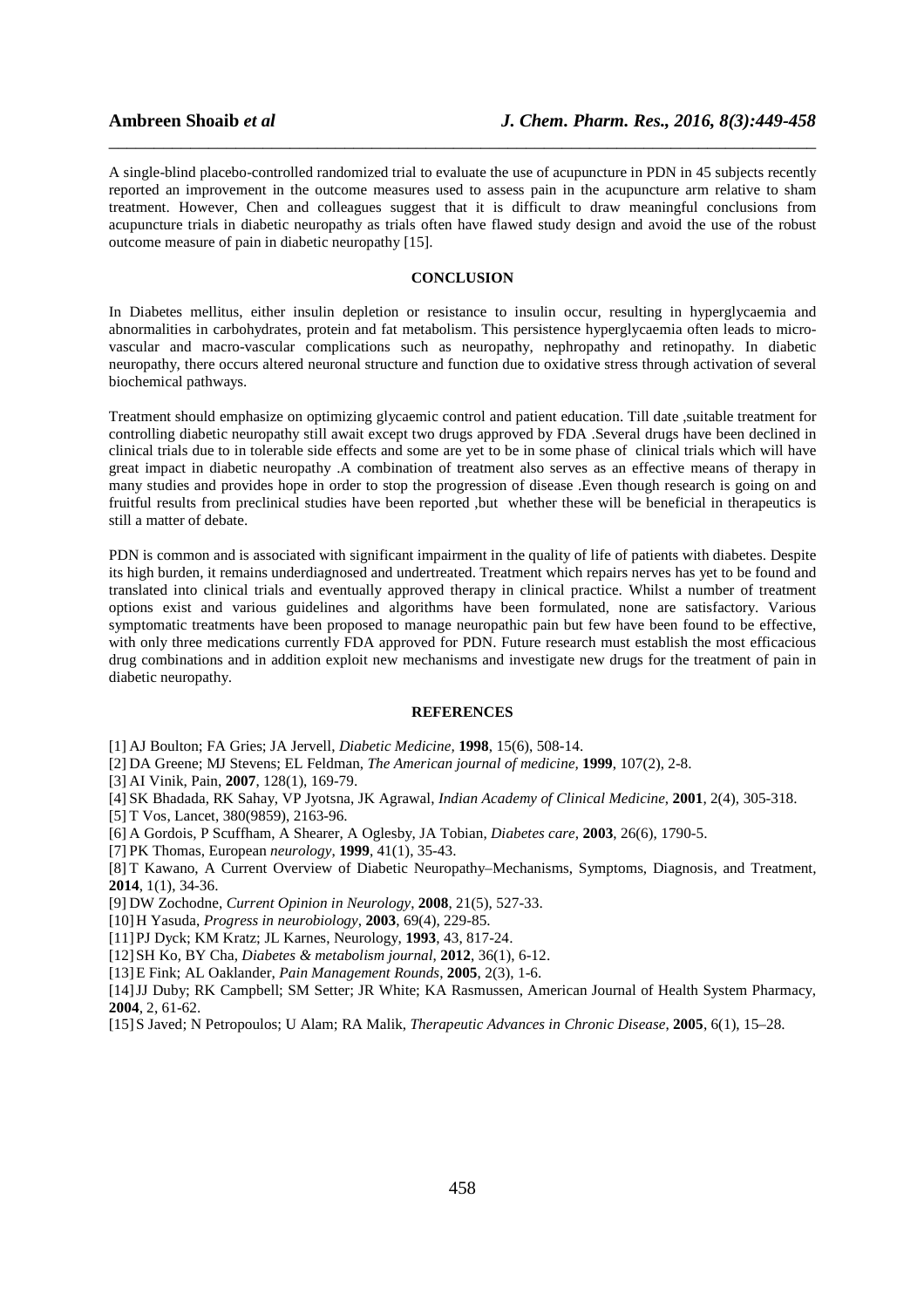A single-blind placebo-controlled randomized trial to evaluate the use of acupuncture in PDN in 45 subjects recently reported an improvement in the outcome measures used to assess pain in the acupuncture arm relative to sham treatment. However, Chen and colleagues suggest that it is difficult to draw meaningful conclusions from acupuncture trials in diabetic neuropathy as trials often have flawed study design and avoid the use of the robust outcome measure of pain in diabetic neuropathy [15].

## CONCLUSION

In Diabetes mellitus, either insulin depletion or resistance to insulin occur, resulting in hyperglycaemia and abnormalities in carbohydrates, protein and fat metabolism. This persistence hyperglycaemia often leads to micro-vascular and macro-vascular complications such as neuropathy, nephropathy and retinopathy. In diabetic neuropathy, there occurs altered neuronal structure and function due to oxidative stress through activation of several biochemical pathways.

Treatment should emphasize on optimizing glycaemic control and patient education. Till date ,suitable treatment for controlling diabetic neuropathy still await except two drugs approved by FDA .Several drugs have been declined in clinical trials due to in tolerable side effects and some are yet to be in some phase of clinical trials which will have great impact in diabetic neuropathy .A combination of treatment also serves as an effective means of therapy in many studies and provides hope in order to stop the progression of disease .Even though research is going on and fruitful results from preclinical studies have been reported ,but whether these will be beneficial in therapeutics is still a matter of debate.

PDN is common and is associated with significant impairment in the quality of life of patients with diabetes. Despite its high burden, it remains underdiagnosed and undertreated. Treatment which repairs nerves has yet to be found and translated into clinical trials and eventually approved therapy in clinical practice. Whilst a number of treatment options exist and various guidelines and algorithms have been formulated, none are satisfactory. Various symptomatic treatments have been proposed to manage neuropathic pain but few have been found to be effective, with only three medications currently FDA approved for PDN. Future research must establish the most efficacious drug combinations and in addition exploit new mechanisms and investigate new drugs for the treatment of pain in diabetic neuropathy.

## REFERENCES

[1] AJ Boulton; FA Gries; JA Jervell, *Diabetic Medicine*, **1998**, 15(6), 508-14.

[2] DA Greene; MJ Stevens; EL Feldman, *The American journal of medicine*, **1999**, 107(2), 2-8.

[3] AI Vinik, Pain, **2007**, 128(1), 169-79.

[4] SK Bhadada, RK Sahay, VP Jyotsna, JK Agrawal, *Indian Academy of Clinical Medicine*, **2001**, 2(4), 305-318.

[5] T Vos, Lancet, 380(9859), 2163-96.

[6] A Gordois, P Scuffham, A Shearer, A Oglesby, JA Tobian, *Diabetes care*, **2003**, 26(6), 1790-5.

[7] PK Thomas, European *neurology*, **1999**, 41(1), 35-43.

[8] T Kawano, A Current Overview of Diabetic Neuropathy–Mechanisms, Symptoms, Diagnosis, and Treatment, **2014**, 1(1), 34-36.

[9] DW Zochodne, *Current Opinion in Neurology*, **2008**, 21(5), 527-33.

[10] H Yasuda, *Progress in neurobiology*, **2003**, 69(4), 229-85.

[11] PJ Dyck; KM Kratz; JL Karnes, Neurology, **1993**, 43, 817-24.

[12] SH Ko, BY Cha, *Diabetes & metabolism journal*, **2012**, 36(1), 6-12.

[13] E Fink; AL Oaklander, *Pain Management Rounds*, **2005**, 2(3), 1-6.

[14] JJ Duby; RK Campbell; SM Setter; JR White; KA Rasmussen, American Journal of Health System Pharmacy, **2004**, 2, 61-62.

[15] S Javed; N Petropoulos; U Alam; RA Malik, *Therapeutic Advances in Chronic Disease*, **2005**, 6(1), 15–28.